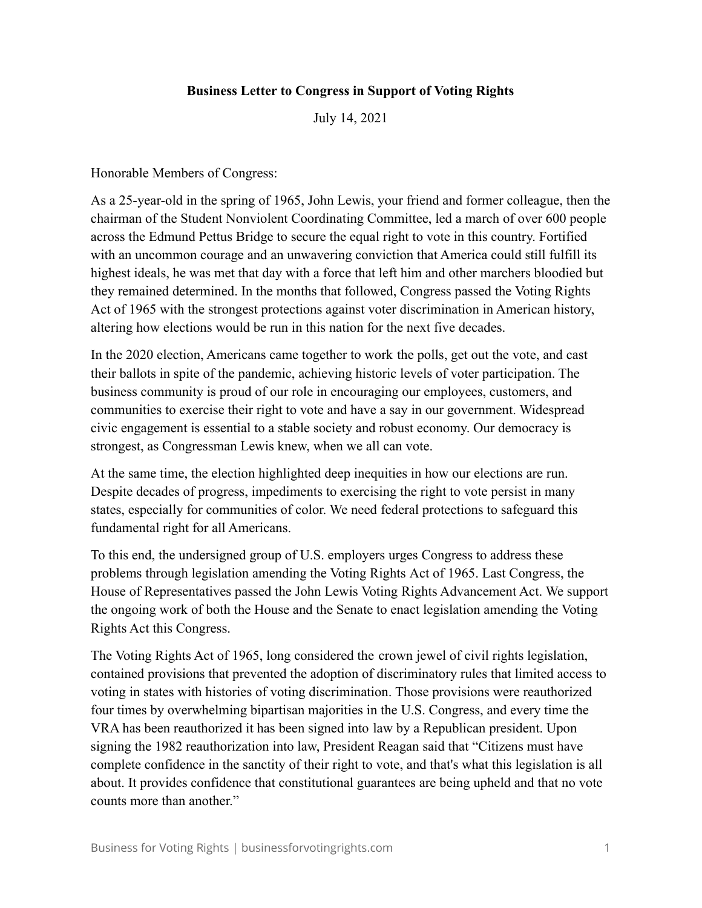**Business Letter to Congress in Support of Voting Rights**

July 14, 2021

Honorable Members of Congress:

As a 25-year-old in the spring of 1965, John Lewis, your friend and former colleague, then the chairman of the Student Nonviolent Coordinating Committee, led a march of over 600 people across the Edmund Pettus Bridge to secure the equal right to vote in this country. Fortified with an uncommon courage and an unwavering conviction that America could still fulfill its highest ideals, he was met that day with a force that left him and other marchers bloodied but they remained determined. In the months that followed, Congress passed the Voting Rights Act of 1965 with the strongest protections against voter discrimination in American history, altering how elections would be run in this nation for the next five decades.

In the 2020 election, Americans came together to work the polls, get out the vote, and cast their ballots in spite of the pandemic, achieving historic levels of voter participation. The business community is proud of our role in encouraging our employees, customers, and communities to exercise their right to vote and have a say in our government. Widespread civic engagement is essential to a stable society and robust economy. Our democracy is strongest, as Congressman Lewis knew, when we all can vote.

At the same time, the election highlighted deep inequities in how our elections are run. Despite decades of progress, impediments to exercising the right to vote persist in many states, especially for communities of color. We need federal protections to safeguard this fundamental right for all Americans.

To this end, the undersigned group of U.S. employers urges Congress to address these problems through legislation amending the Voting Rights Act of 1965. Last Congress, the House of Representatives passed the John Lewis Voting Rights Advancement Act. We support the ongoing work of both the House and the Senate to enact legislation amending the Voting Rights Act this Congress.

The Voting Rights Act of 1965, long considered the crown jewel of civil rights legislation, contained provisions that prevented the adoption of discriminatory rules that limited access to voting in states with histories of voting discrimination. Those provisions were reauthorized four times by overwhelming bipartisan majorities in the U.S. Congress, and every time the VRA has been reauthorized it has been signed into law by a Republican president. Upon signing the 1982 reauthorization into law, President Reagan said that "Citizens must have complete confidence in the sanctity of their right to vote, and that's what this legislation is all about. It provides confidence that constitutional guarantees are being upheld and that no vote counts more than another."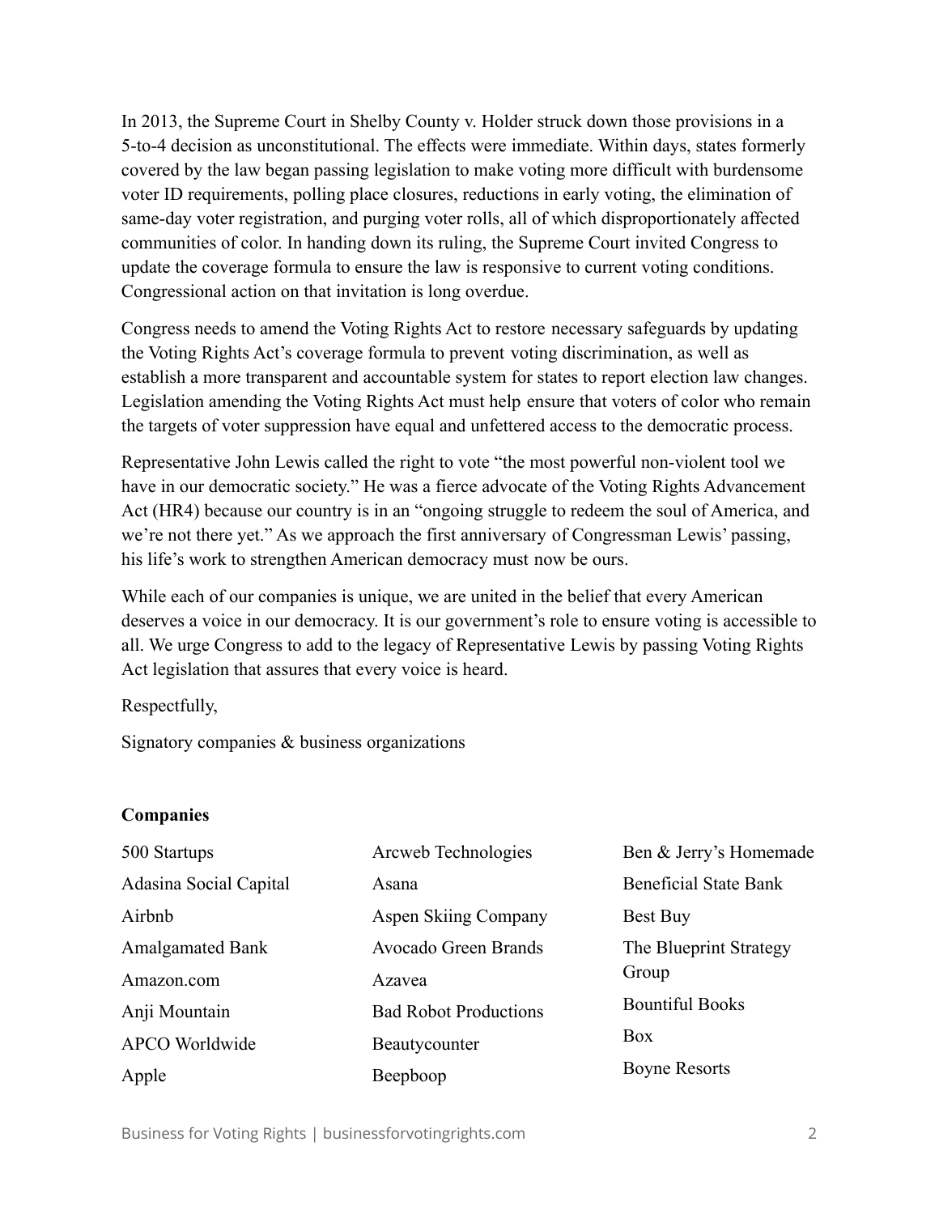In 2013, the Supreme Court in Shelby County v. Holder struck down those provisions in a 5-to-4 decision as unconstitutional. The effects were immediate. Within days, states formerly covered by the law began passing legislation to make voting more difficult with burdensome voter ID requirements, polling place closures, reductions in early voting, the elimination of same-day voter registration, and purging voter rolls, all of which disproportionately affected communities of color. In handing down its ruling, the Supreme Court invited Congress to update the coverage formula to ensure the law is responsive to current voting conditions. Congressional action on that invitation is long overdue.

Congress needs to amend the Voting Rights Act to restore necessary safeguards by updating the Voting Rights Act's coverage formula to prevent voting discrimination, as well as establish a more transparent and accountable system for states to report election law changes. Legislation amending the Voting Rights Act must help ensure that voters of color who remain the targets of voter suppression have equal and unfettered access to the democratic process.

Representative John Lewis called the right to vote "the most powerful non-violent tool we have in our democratic society." He was a fierce advocate of the Voting Rights Advancement Act (HR4) because our country is in an "ongoing struggle to redeem the soul of America, and we're not there yet." As we approach the first anniversary of Congressman Lewis' passing, his life's work to strengthen American democracy must now be ours.

While each of our companies is unique, we are united in the belief that every American deserves a voice in our democracy. It is our government's role to ensure voting is accessible to all. We urge Congress to add to the legacy of Representative Lewis by passing Voting Rights Act legislation that assures that every voice is heard.

Respectfully,

Signatory companies & business organizations

**Companies**

500 Startups
Adasina Social Capital
Airbnb
Amalgamated Bank
Amazon.com
Anji Mountain
APCO Worldwide
Apple
Arcweb Technologies
Asana
Aspen Skiing Company
Avocado Green Brands
Azavea
Bad Robot Productions
Beautycounter
Beepboop
Ben & Jerry's Homemade
Beneficial State Bank
Best Buy
The Blueprint Strategy Group
Bountiful Books
Box
Boyne Resorts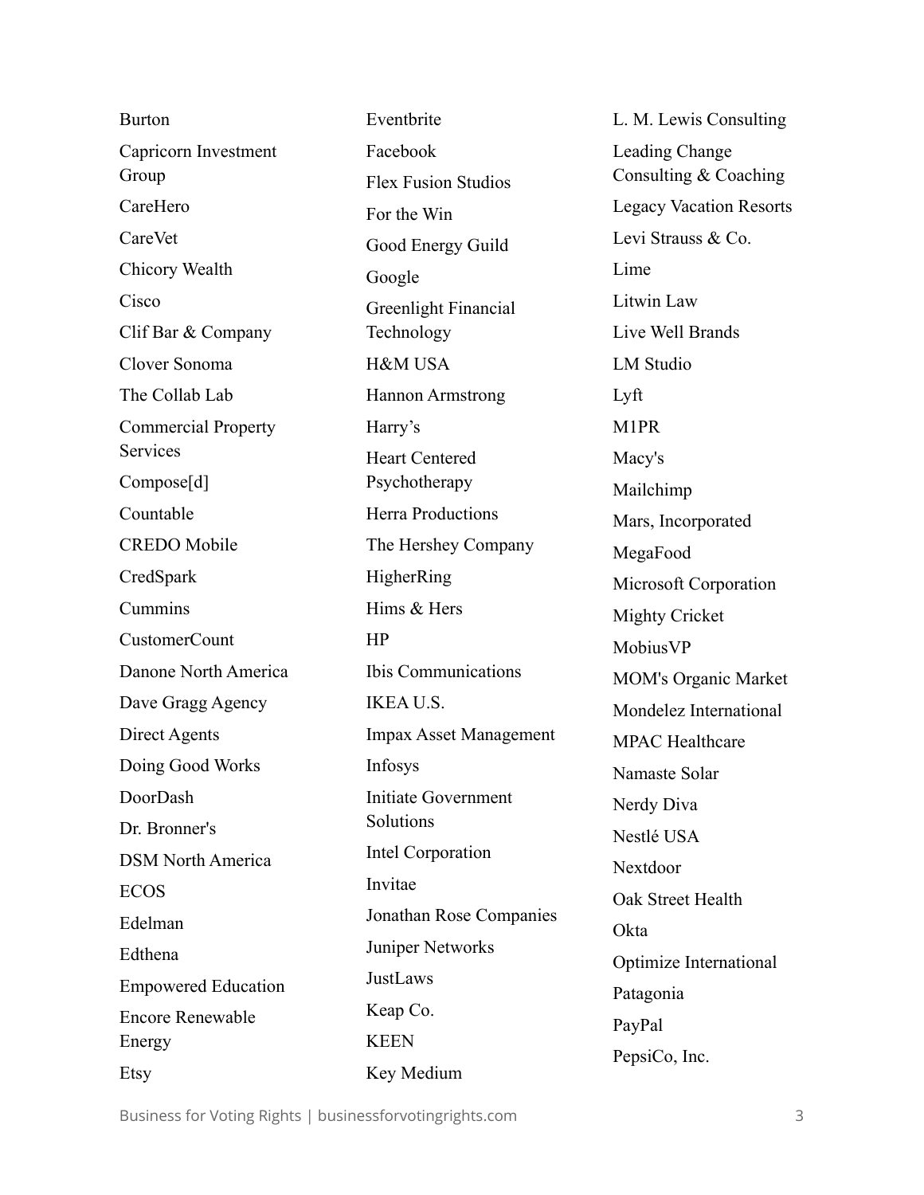Burton

Capricorn Investment Group

CareHero

CareVet

Chicory Wealth

Cisco

Clif Bar & Company

Clover Sonoma

The Collab Lab

Commercial Property Services

Compose[d]

Countable

CREDO Mobile

CredSpark

Cummins

CustomerCount

Danone North America

Dave Gragg Agency

Direct Agents

Doing Good Works

DoorDash

Dr. Bronner's

DSM North America

ECOS

Edelman

Edthena

Empowered Education

Encore Renewable Energy

Etsy

Eventbrite

Facebook

Flex Fusion Studios

For the Win

Good Energy Guild

Google

Greenlight Financial Technology

H&M USA

Hannon Armstrong

Harry’s

Heart Centered Psychotherapy

Herra Productions

The Hershey Company

HigherRing

Hims & Hers

HP

Ibis Communications

IKEA U.S.

Impax Asset Management

Infosys

Initiate Government Solutions

Intel Corporation

Invitae

Jonathan Rose Companies

Juniper Networks

JustLaws

Keap Co.

KEEN

Key Medium

L. M. Lewis Consulting

Leading Change Consulting & Coaching

Legacy Vacation Resorts

Levi Strauss & Co.

Lime

Litwin Law

Live Well Brands

LM Studio

Lyft

M1PR

Macy's

Mailchimp

Mars, Incorporated

MegaFood

Microsoft Corporation

Mighty Cricket

MobiusVP

MOM's Organic Market

Mondelez International

MPAC Healthcare

Namaste Solar

Nerdy Diva

Nestlé USA

Nextdoor

Oak Street Health

Okta

Optimize International

Patagonia

PayPal

PepsiCo, Inc.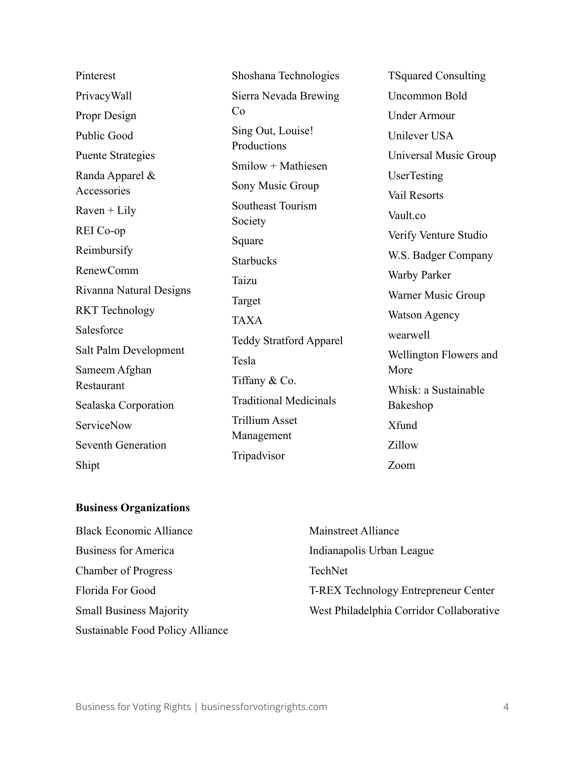Pinterest

PrivacyWall

Propr Design

Public Good

Puente Strategies

Randa Apparel & Accessories

Raven + Lily

REI Co-op

Reimbursify

RenewComm

Rivanna Natural Designs

RKT Technology

Salesforce

Salt Palm Development

Sameem Afghan Restaurant

Sealaska Corporation

ServiceNow

Seventh Generation

Shipt

Shoshana Technologies

Sierra Nevada Brewing Co

Sing Out, Louise! Productions

Smilow + Mathiesen

Sony Music Group

Southeast Tourism Society

Square

Starbucks

Taizu

Target

TAXA

Teddy Stratford Apparel

Tesla

Tiffany & Co.

Traditional Medicinals

Trillium Asset Management

Tripadvisor

TSquared Consulting

Uncommon Bold

Under Armour

Unilever USA

Universal Music Group

UserTesting

Vail Resorts

Vault.co

Verify Venture Studio

W.S. Badger Company

Warby Parker

Warner Music Group

Watson Agency

wearwell

Wellington Flowers and More

Whisk: a Sustainable Bakeshop

Xfund

Zillow

Zoom

**Business Organizations**

Black Economic Alliance

Business for America

Chamber of Progress

Florida For Good

Small Business Majority

Sustainable Food Policy Alliance

Mainstreet Alliance

Indianapolis Urban League

TechNet

T-REX Technology Entrepreneur Center

West Philadelphia Corridor Collaborative